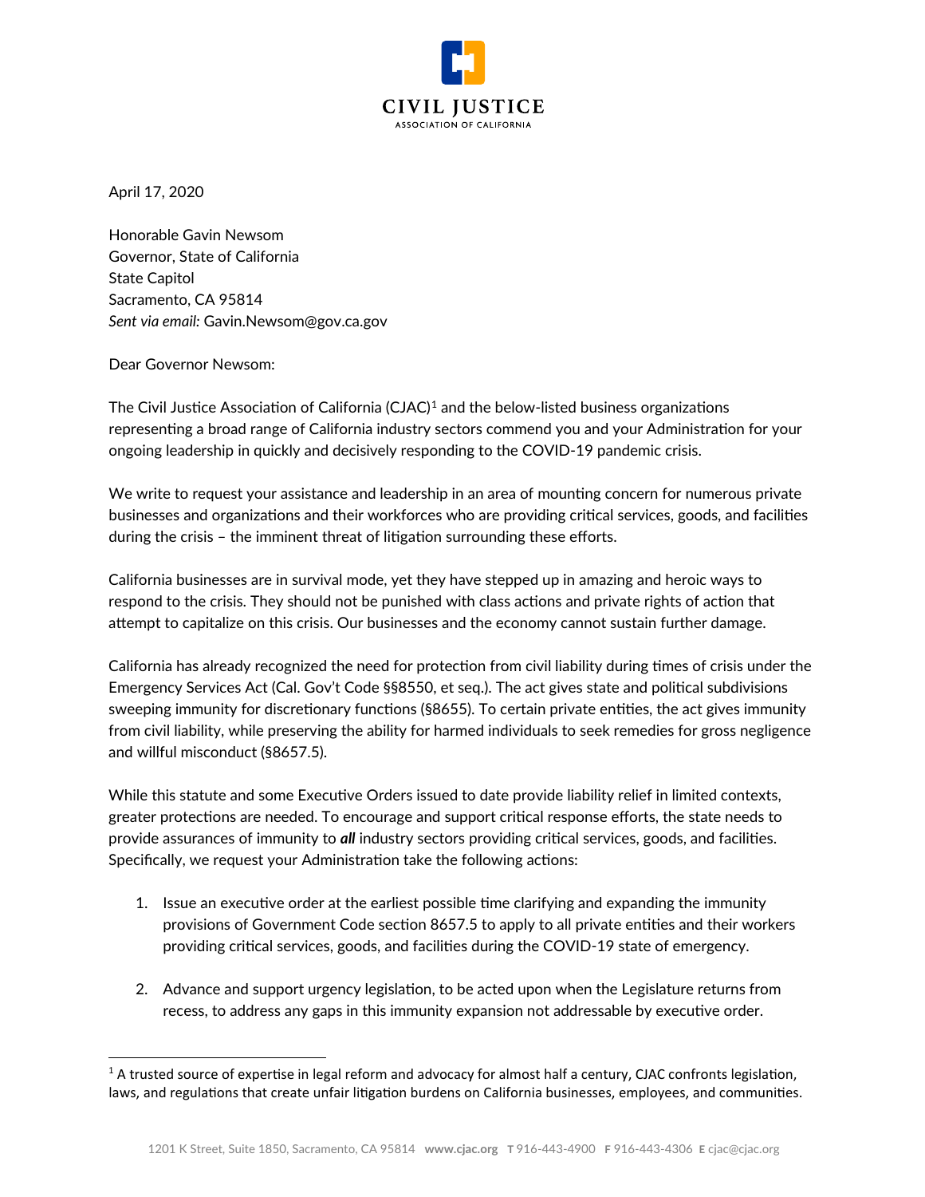CIVIL JUSTICE

ASSOCIATION OF CALIFORNIA

April 17, 2020

Honorable Gavin Newsom  
Governor, State of California  
State Capitol  
Sacramento, CA 95814  
*Sent via email:* Gavin.Newsom@gov.ca.gov

Dear Governor Newsom:

The Civil Justice Association of California (CJAC)[1] and the below-listed business organizations representing a broad range of California industry sectors commend you and your Administration for your ongoing leadership in quickly and decisively responding to the COVID-19 pandemic crisis.

We write to request your assistance and leadership in an area of mounting concern for numerous private businesses and organizations and their workforces who are providing critical services, goods, and facilities during the crisis – the imminent threat of litigation surrounding these efforts.

California businesses are in survival mode, yet they have stepped up in amazing and heroic ways to respond to the crisis. They should not be punished with class actions and private rights of action that attempt to capitalize on this crisis. Our businesses and the economy cannot sustain further damage.

California has already recognized the need for protection from civil liability during times of crisis under the Emergency Services Act (Cal. Gov't Code §§8550, et seq.). The act gives state and political subdivisions sweeping immunity for discretionary functions (§8655). To certain private entities, the act gives immunity from civil liability, while preserving the ability for harmed individuals to seek remedies for gross negligence and willful misconduct (§8657.5).

While this statute and some Executive Orders issued to date provide liability relief in limited contexts, greater protections are needed. To encourage and support critical response efforts, the state needs to provide assurances of immunity to ***all*** industry sectors providing critical services, goods, and facilities. Specifically, we request your Administration take the following actions:

1. Issue an executive order at the earliest possible time clarifying and expanding the immunity provisions of Government Code section 8657.5 to apply to all private entities and their workers providing critical services, goods, and facilities during the COVID-19 state of emergency.

2. Advance and support urgency legislation, to be acted upon when the Legislature returns from recess, to address any gaps in this immunity expansion not addressable by executive order.

[1] A trusted source of expertise in legal reform and advocacy for almost half a century, CJAC confronts legislation, laws, and regulations that create unfair litigation burdens on California businesses, employees, and communities.

1201 K Street, Suite 1850, Sacramento, CA 95814 **www.cjac.org** **T** 916-443-4900 **F** 916-443-4306 **E** cjac@cjac.org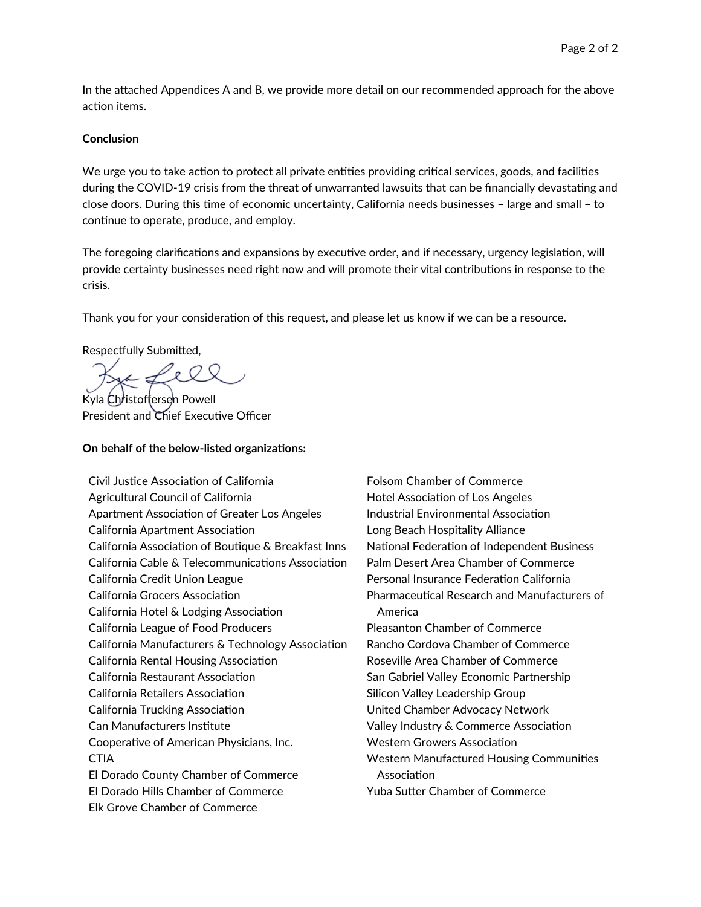In the attached Appendices A and B, we provide more detail on our recommended approach for the above action items.

**Conclusion**

We urge you to take action to protect all private entities providing critical services, goods, and facilities during the COVID-19 crisis from the threat of unwarranted lawsuits that can be financially devastating and close doors. During this time of economic uncertainty, California needs businesses – large and small – to continue to operate, produce, and employ.

The foregoing clarifications and expansions by executive order, and if necessary, urgency legislation, will provide certainty businesses need right now and will promote their vital contributions in response to the crisis.

Thank you for your consideration of this request, and please let us know if we can be a resource.

Respectfully Submitted,

Kyla Christoffersen Powell
President and Chief Executive Officer

**On behalf of the below-listed organizations:**

Civil Justice Association of California
Agricultural Council of California
Apartment Association of Greater Los Angeles
California Apartment Association
California Association of Boutique & Breakfast Inns
California Cable & Telecommunications Association
California Credit Union League
California Grocers Association
California Hotel & Lodging Association
California League of Food Producers
California Manufacturers & Technology Association
California Rental Housing Association
California Restaurant Association
California Retailers Association
California Trucking Association
Can Manufacturers Institute
Cooperative of American Physicians, Inc.
CTIA
El Dorado County Chamber of Commerce
El Dorado Hills Chamber of Commerce
Elk Grove Chamber of Commerce
Folsom Chamber of Commerce
Hotel Association of Los Angeles
Industrial Environmental Association
Long Beach Hospitality Alliance
National Federation of Independent Business
Palm Desert Area Chamber of Commerce
Personal Insurance Federation California
Pharmaceutical Research and Manufacturers of America
Pleasanton Chamber of Commerce
Rancho Cordova Chamber of Commerce
Roseville Area Chamber of Commerce
San Gabriel Valley Economic Partnership
Silicon Valley Leadership Group
United Chamber Advocacy Network
Valley Industry & Commerce Association
Western Growers Association
Western Manufactured Housing Communities Association
Yuba Sutter Chamber of Commerce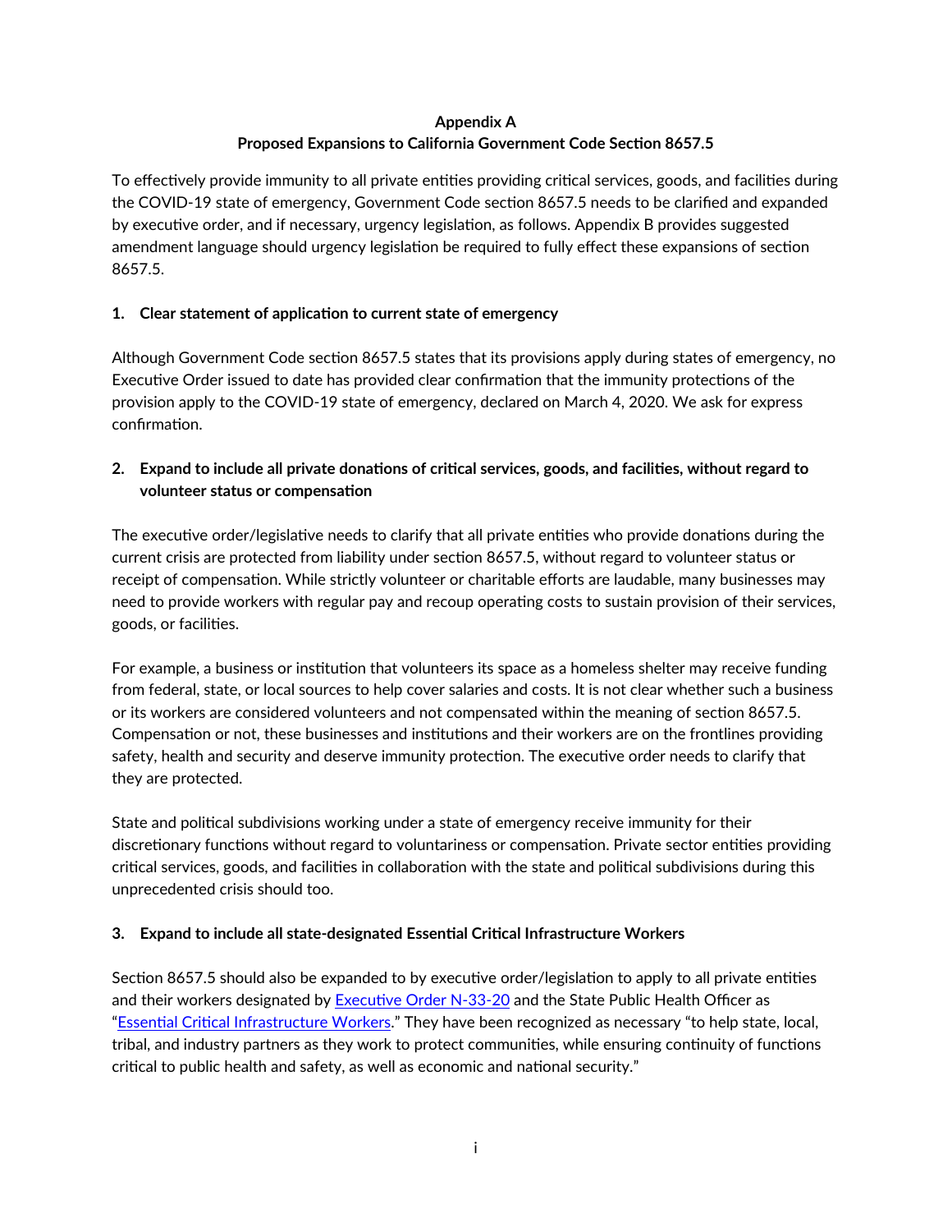**Appendix A**
**Proposed Expansions to California Government Code Section 8657.5**

To effectively provide immunity to all private entities providing critical services, goods, and facilities during the COVID-19 state of emergency, Government Code section 8657.5 needs to be clarified and expanded by executive order, and if necessary, urgency legislation, as follows. Appendix B provides suggested amendment language should urgency legislation be required to fully effect these expansions of section 8657.5.

**1. Clear statement of application to current state of emergency**

Although Government Code section 8657.5 states that its provisions apply during states of emergency, no Executive Order issued to date has provided clear confirmation that the immunity protections of the provision apply to the COVID-19 state of emergency, declared on March 4, 2020. We ask for express confirmation.

**2. Expand to include all private donations of critical services, goods, and facilities, without regard to volunteer status or compensation**

The executive order/legislative needs to clarify that all private entities who provide donations during the current crisis are protected from liability under section 8657.5, without regard to volunteer status or receipt of compensation. While strictly volunteer or charitable efforts are laudable, many businesses may need to provide workers with regular pay and recoup operating costs to sustain provision of their services, goods, or facilities.

For example, a business or institution that volunteers its space as a homeless shelter may receive funding from federal, state, or local sources to help cover salaries and costs. It is not clear whether such a business or its workers are considered volunteers and not compensated within the meaning of section 8657.5. Compensation or not, these businesses and institutions and their workers are on the frontlines providing safety, health and security and deserve immunity protection. The executive order needs to clarify that they are protected.

State and political subdivisions working under a state of emergency receive immunity for their discretionary functions without regard to voluntariness or compensation. Private sector entities providing critical services, goods, and facilities in collaboration with the state and political subdivisions during this unprecedented crisis should too.

**3. Expand to include all state-designated Essential Critical Infrastructure Workers**

Section 8657.5 should also be expanded to by executive order/legislation to apply to all private entities and their workers designated by Executive Order N-33-20 and the State Public Health Officer as "Essential Critical Infrastructure Workers." They have been recognized as necessary "to help state, local, tribal, and industry partners as they work to protect communities, while ensuring continuity of functions critical to public health and safety, as well as economic and national security."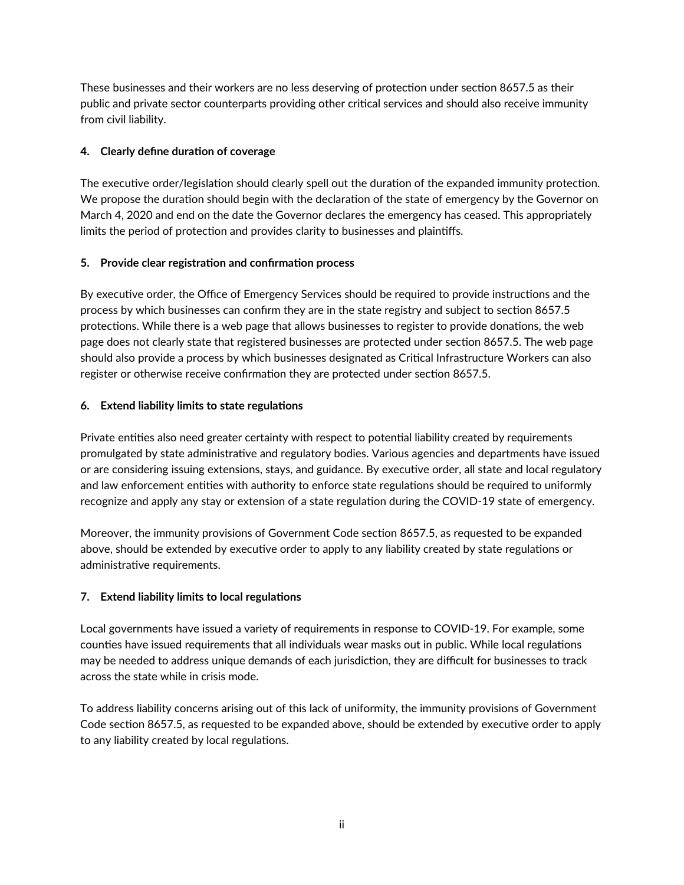These businesses and their workers are no less deserving of protection under section 8657.5 as their public and private sector counterparts providing other critical services and should also receive immunity from civil liability.

**4. Clearly define duration of coverage**

The executive order/legislation should clearly spell out the duration of the expanded immunity protection. We propose the duration should begin with the declaration of the state of emergency by the Governor on March 4, 2020 and end on the date the Governor declares the emergency has ceased. This appropriately limits the period of protection and provides clarity to businesses and plaintiffs.

**5. Provide clear registration and confirmation process**

By executive order, the Office of Emergency Services should be required to provide instructions and the process by which businesses can confirm they are in the state registry and subject to section 8657.5 protections. While there is a web page that allows businesses to register to provide donations, the web page does not clearly state that registered businesses are protected under section 8657.5. The web page should also provide a process by which businesses designated as Critical Infrastructure Workers can also register or otherwise receive confirmation they are protected under section 8657.5.

**6. Extend liability limits to state regulations**

Private entities also need greater certainty with respect to potential liability created by requirements promulgated by state administrative and regulatory bodies. Various agencies and departments have issued or are considering issuing extensions, stays, and guidance. By executive order, all state and local regulatory and law enforcement entities with authority to enforce state regulations should be required to uniformly recognize and apply any stay or extension of a state regulation during the COVID-19 state of emergency.

Moreover, the immunity provisions of Government Code section 8657.5, as requested to be expanded above, should be extended by executive order to apply to any liability created by state regulations or administrative requirements.

**7. Extend liability limits to local regulations**

Local governments have issued a variety of requirements in response to COVID-19. For example, some counties have issued requirements that all individuals wear masks out in public. While local regulations may be needed to address unique demands of each jurisdiction, they are difficult for businesses to track across the state while in crisis mode.

To address liability concerns arising out of this lack of uniformity, the immunity provisions of Government Code section 8657.5, as requested to be expanded above, should be extended by executive order to apply to any liability created by local regulations.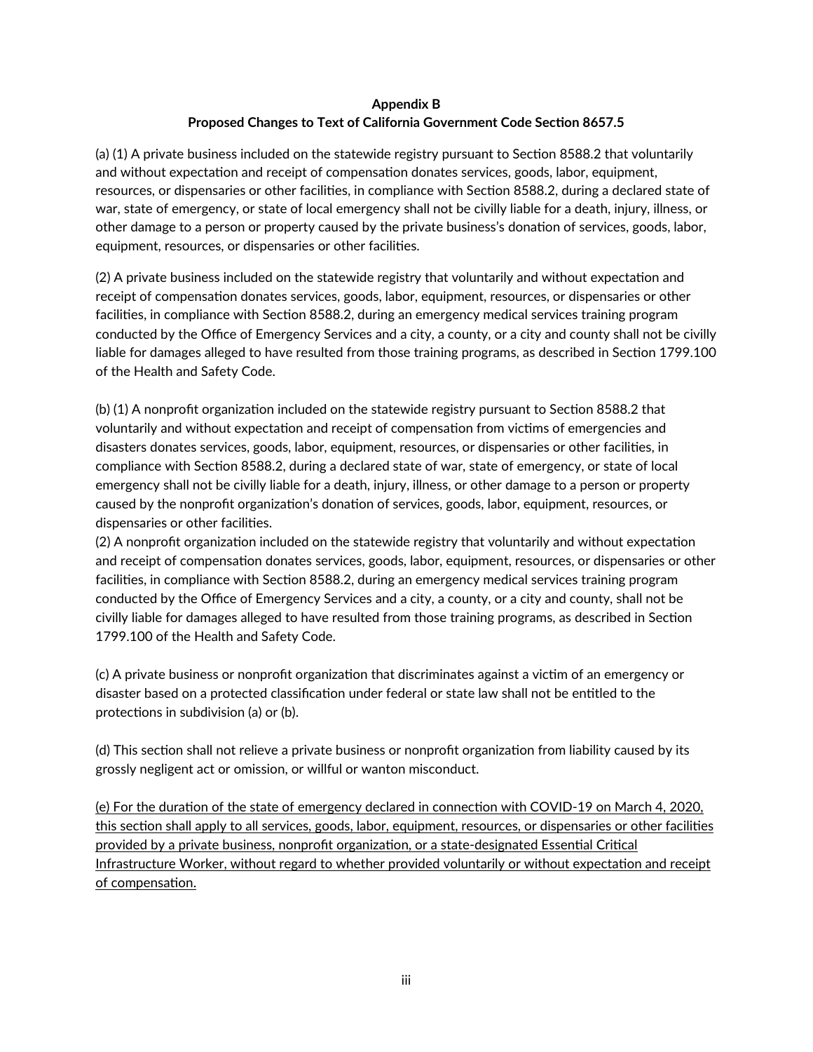**Appendix B**
**Proposed Changes to Text of California Government Code Section 8657.5**

(a) (1) A private business included on the statewide registry pursuant to Section 8588.2 that voluntarily and without expectation and receipt of compensation donates services, goods, labor, equipment, resources, or dispensaries or other facilities, in compliance with Section 8588.2, during a declared state of war, state of emergency, or state of local emergency shall not be civilly liable for a death, injury, illness, or other damage to a person or property caused by the private business's donation of services, goods, labor, equipment, resources, or dispensaries or other facilities.

(2) A private business included on the statewide registry that voluntarily and without expectation and receipt of compensation donates services, goods, labor, equipment, resources, or dispensaries or other facilities, in compliance with Section 8588.2, during an emergency medical services training program conducted by the Office of Emergency Services and a city, a county, or a city and county shall not be civilly liable for damages alleged to have resulted from those training programs, as described in Section 1799.100 of the Health and Safety Code.

(b) (1) A nonprofit organization included on the statewide registry pursuant to Section 8588.2 that voluntarily and without expectation and receipt of compensation from victims of emergencies and disasters donates services, goods, labor, equipment, resources, or dispensaries or other facilities, in compliance with Section 8588.2, during a declared state of war, state of emergency, or state of local emergency shall not be civilly liable for a death, injury, illness, or other damage to a person or property caused by the nonprofit organization's donation of services, goods, labor, equipment, resources, or dispensaries or other facilities.

(2) A nonprofit organization included on the statewide registry that voluntarily and without expectation and receipt of compensation donates services, goods, labor, equipment, resources, or dispensaries or other facilities, in compliance with Section 8588.2, during an emergency medical services training program conducted by the Office of Emergency Services and a city, a county, or a city and county, shall not be civilly liable for damages alleged to have resulted from those training programs, as described in Section 1799.100 of the Health and Safety Code.

(c) A private business or nonprofit organization that discriminates against a victim of an emergency or disaster based on a protected classification under federal or state law shall not be entitled to the protections in subdivision (a) or (b).

(d) This section shall not relieve a private business or nonprofit organization from liability caused by its grossly negligent act or omission, or willful or wanton misconduct.

<u>(e) For the duration of the state of emergency declared in connection with COVID-19 on March 4, 2020, this section shall apply to all services, goods, labor, equipment, resources, or dispensaries or other facilities provided by a private business, nonprofit organization, or a state-designated Essential Critical Infrastructure Worker, without regard to whether provided voluntarily or without expectation and receipt of compensation.</u>